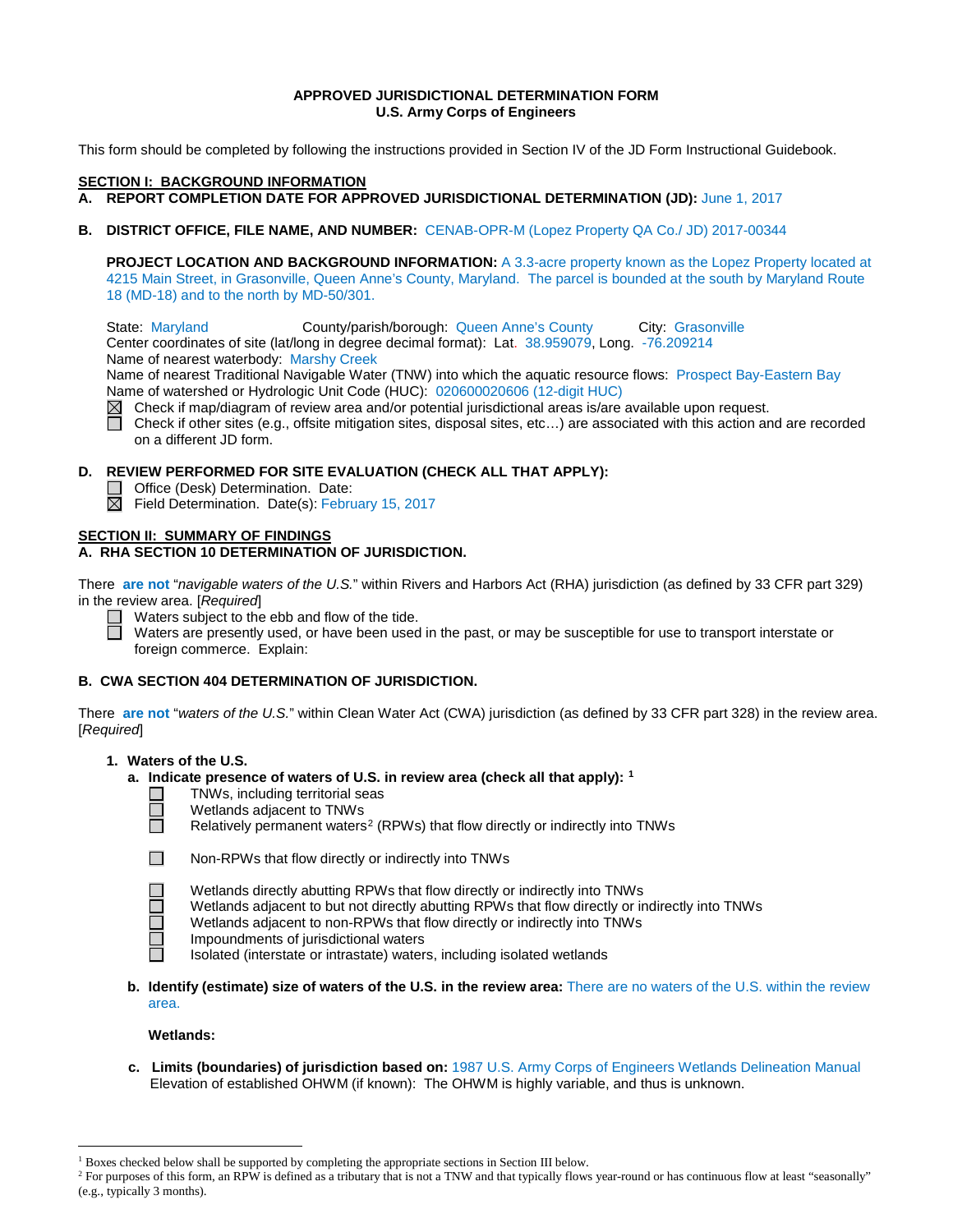**APPROVED JURISDICTIONAL DETERMINATION FORM**
**U.S. Army Corps of Engineers**

This form should be completed by following the instructions provided in Section IV of the JD Form Instructional Guidebook.

## SECTION I: BACKGROUND INFORMATION

**A. REPORT COMPLETION DATE FOR APPROVED JURISDICTIONAL DETERMINATION (JD):** June 1, 2017

**B. DISTRICT OFFICE, FILE NAME, AND NUMBER:** CENAB-OPR-M (Lopez Property QA Co./ JD) 2017-00344

**PROJECT LOCATION AND BACKGROUND INFORMATION:** A 3.3-acre property known as the Lopez Property located at 4215 Main Street, in Grasonville, Queen Anne's County, Maryland. The parcel is bounded at the south by Maryland Route 18 (MD-18) and to the north by MD-50/301.

State: Maryland County/parish/borough: Queen Anne's County City: Grasonville
Center coordinates of site (lat/long in degree decimal format): Lat. 38.959079, Long. -76.209214
Name of nearest waterbody: Marshy Creek
Name of nearest Traditional Navigable Water (TNW) into which the aquatic resource flows: Prospect Bay-Eastern Bay
Name of watershed or Hydrologic Unit Code (HUC): 020600020606 (12-digit HUC)

☒ Check if map/diagram of review area and/or potential jurisdictional areas is/are available upon request.
☐ Check if other sites (e.g., offsite mitigation sites, disposal sites, etc…) are associated with this action and are recorded on a different JD form.

**D. REVIEW PERFORMED FOR SITE EVALUATION (CHECK ALL THAT APPLY):**

☐ Office (Desk) Determination. Date:
☒ Field Determination. Date(s): February 15, 2017

## SECTION II: SUMMARY OF FINDINGS

**A. RHA SECTION 10 DETERMINATION OF JURISDICTION.**

There **are not** "*navigable waters of the U.S.*" within Rivers and Harbors Act (RHA) jurisdiction (as defined by 33 CFR part 329) in the review area. [*Required*]

☐ Waters subject to the ebb and flow of the tide.
☐ Waters are presently used, or have been used in the past, or may be susceptible for use to transport interstate or foreign commerce. Explain:

**B. CWA SECTION 404 DETERMINATION OF JURISDICTION.**

There **are not** "*waters of the U.S.*" within Clean Water Act (CWA) jurisdiction (as defined by 33 CFR part 328) in the review area. [*Required*]

**1. Waters of the U.S.**

**a. Indicate presence of waters of U.S. in review area (check all that apply):** [1]

☐ TNWs, including territorial seas
☐ Wetlands adjacent to TNWs
☐ Relatively permanent waters[2] (RPWs) that flow directly or indirectly into TNWs
☐ Non-RPWs that flow directly or indirectly into TNWs
☐ Wetlands directly abutting RPWs that flow directly or indirectly into TNWs
☐ Wetlands adjacent to but not directly abutting RPWs that flow directly or indirectly into TNWs
☐ Wetlands adjacent to non-RPWs that flow directly or indirectly into TNWs
☐ Impoundments of jurisdictional waters
☐ Isolated (interstate or intrastate) waters, including isolated wetlands

**b. Identify (estimate) size of waters of the U.S. in the review area:** There are no waters of the U.S. within the review area.

**Wetlands:**

**c. Limits (boundaries) of jurisdiction based on:** 1987 U.S. Army Corps of Engineers Wetlands Delineation Manual
Elevation of established OHWM (if known): The OHWM is highly variable, and thus is unknown.

---

[1] Boxes checked below shall be supported by completing the appropriate sections in Section III below.
[2] For purposes of this form, an RPW is defined as a tributary that is not a TNW and that typically flows year-round or has continuous flow at least "seasonally" (e.g., typically 3 months).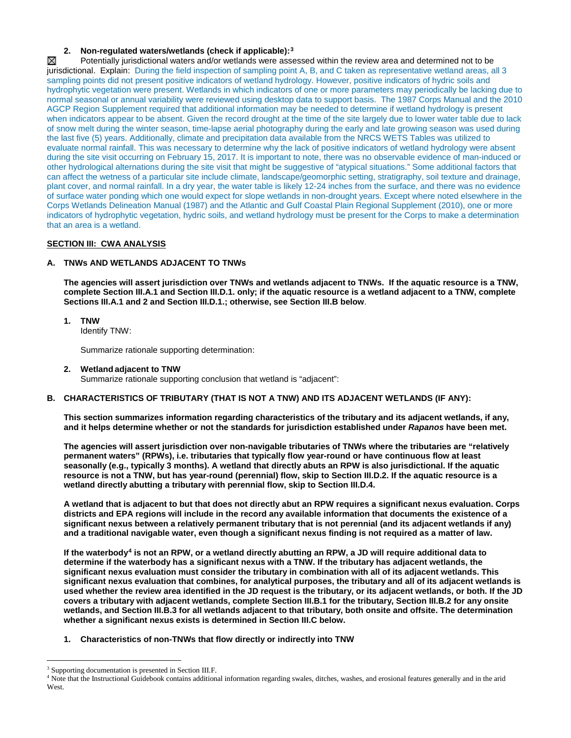**2. Non-regulated waters/wetlands (check if applicable):**[3]

☒ Potentially jurisdictional waters and/or wetlands were assessed within the review area and determined not to be jurisdictional. Explain: During the field inspection of sampling point A, B, and C taken as representative wetland areas, all 3 sampling points did not present positive indicators of wetland hydrology. However, positive indicators of hydric soils and hydrophytic vegetation were present. Wetlands in which indicators of one or more parameters may periodically be lacking due to normal seasonal or annual variability were reviewed using desktop data to support basis. The 1987 Corps Manual and the 2010 AGCP Region Supplement required that additional information may be needed to determine if wetland hydrology is present when indicators appear to be absent. Given the record drought at the time of the site largely due to lower water table due to lack of snow melt during the winter season, time-lapse aerial photography during the early and late growing season was used during the last five (5) years. Additionally, climate and precipitation data available from the NRCS WETS Tables was utilized to evaluate normal rainfall. This was necessary to determine why the lack of positive indicators of wetland hydrology were absent during the site visit occurring on February 15, 2017. It is important to note, there was no observable evidence of man-induced or other hydrological alternations during the site visit that might be suggestive of "atypical situations." Some additional factors that can affect the wetness of a particular site include climate, landscape/geomorphic setting, stratigraphy, soil texture and drainage, plant cover, and normal rainfall. In a dry year, the water table is likely 12-24 inches from the surface, and there was no evidence of surface water ponding which one would expect for slope wetlands in non-drought years. Except where noted elsewhere in the Corps Wetlands Delineation Manual (1987) and the Atlantic and Gulf Coastal Plain Regional Supplement (2010), one or more indicators of hydrophytic vegetation, hydric soils, and wetland hydrology must be present for the Corps to make a determination that an area is a wetland.

## SECTION III: CWA ANALYSIS

### A. TNWs AND WETLANDS ADJACENT TO TNWs

**The agencies will assert jurisdiction over TNWs and wetlands adjacent to TNWs. If the aquatic resource is a TNW, complete Section III.A.1 and Section III.D.1. only; if the aquatic resource is a wetland adjacent to a TNW, complete Sections III.A.1 and 2 and Section III.D.1.; otherwise, see Section III.B below**.

**1. TNW**

Identify TNW:

Summarize rationale supporting determination:

**2. Wetland adjacent to TNW**

Summarize rationale supporting conclusion that wetland is "adjacent":

### B. CHARACTERISTICS OF TRIBUTARY (THAT IS NOT A TNW) AND ITS ADJACENT WETLANDS (IF ANY):

**This section summarizes information regarding characteristics of the tributary and its adjacent wetlands, if any, and it helps determine whether or not the standards for jurisdiction established under *Rapanos* have been met.**

**The agencies will assert jurisdiction over non-navigable tributaries of TNWs where the tributaries are "relatively permanent waters" (RPWs), i.e. tributaries that typically flow year-round or have continuous flow at least seasonally (e.g., typically 3 months). A wetland that directly abuts an RPW is also jurisdictional. If the aquatic resource is not a TNW, but has year-round (perennial) flow, skip to Section III.D.2. If the aquatic resource is a wetland directly abutting a tributary with perennial flow, skip to Section III.D.4.**

**A wetland that is adjacent to but that does not directly abut an RPW requires a significant nexus evaluation. Corps districts and EPA regions will include in the record any available information that documents the existence of a significant nexus between a relatively permanent tributary that is not perennial (and its adjacent wetlands if any) and a traditional navigable water, even though a significant nexus finding is not required as a matter of law.**

**If the waterbody[4] is not an RPW, or a wetland directly abutting an RPW, a JD will require additional data to determine if the waterbody has a significant nexus with a TNW. If the tributary has adjacent wetlands, the significant nexus evaluation must consider the tributary in combination with all of its adjacent wetlands. This significant nexus evaluation that combines, for analytical purposes, the tributary and all of its adjacent wetlands is used whether the review area identified in the JD request is the tributary, or its adjacent wetlands, or both. If the JD covers a tributary with adjacent wetlands, complete Section III.B.1 for the tributary, Section III.B.2 for any onsite wetlands, and Section III.B.3 for all wetlands adjacent to that tributary, both onsite and offsite. The determination whether a significant nexus exists is determined in Section III.C below.**

**1. Characteristics of non-TNWs that flow directly or indirectly into TNW**

---

[3] Supporting documentation is presented in Section III.F.

[4] Note that the Instructional Guidebook contains additional information regarding swales, ditches, washes, and erosional features generally and in the arid West.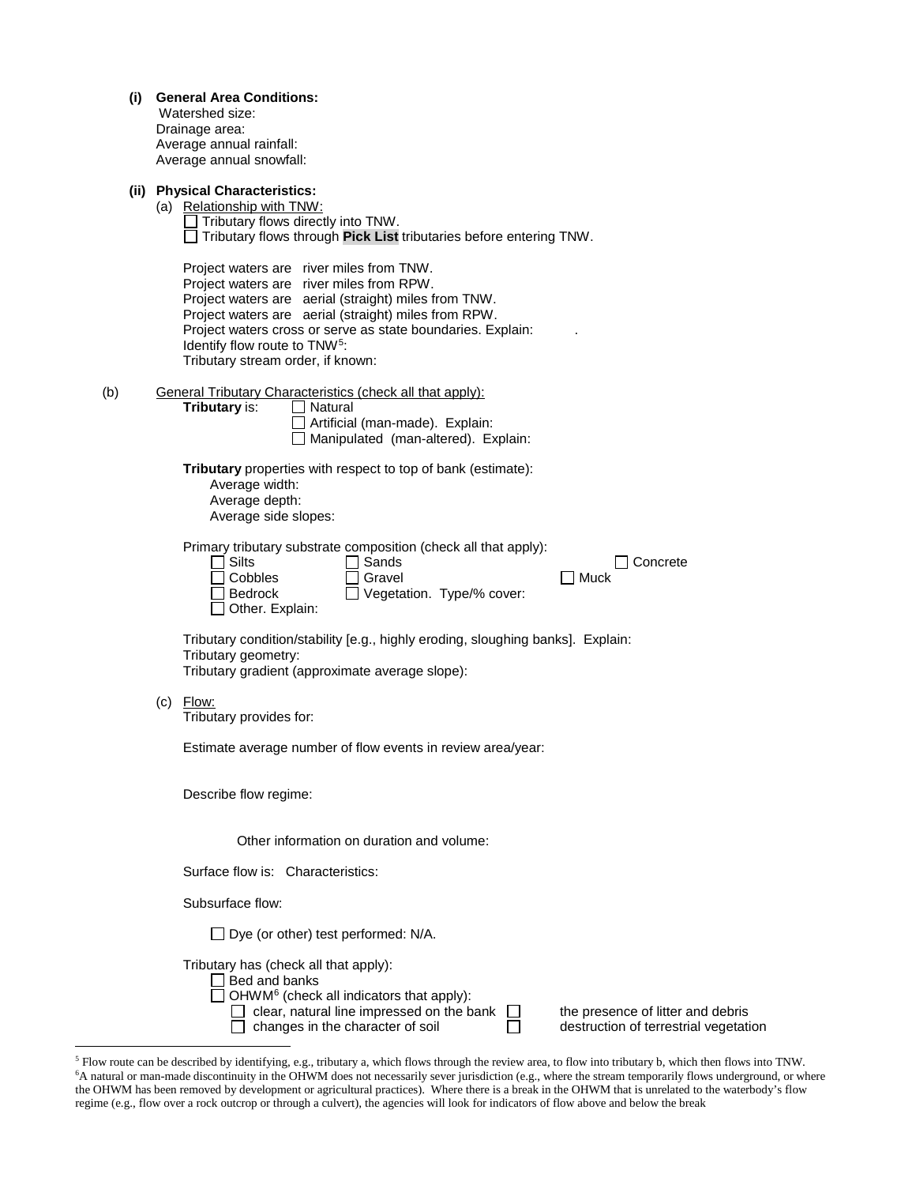**(i) General Area Conditions:**

Watershed size:
Drainage area:
Average annual rainfall:
Average annual snowfall:

**(ii) Physical Characteristics:**

(a) Relationship with TNW:

☐ Tributary flows directly into TNW.
☐ Tributary flows through **Pick List** tributaries before entering TNW.

Project waters are river miles from TNW.
Project waters are river miles from RPW.
Project waters are aerial (straight) miles from TNW.
Project waters are aerial (straight) miles from RPW.
Project waters cross or serve as state boundaries. Explain: .
Identify flow route to TNW[5]:
Tributary stream order, if known:

(b) General Tributary Characteristics (check all that apply):

**Tributary** is: ☐ Natural
☐ Artificial (man-made). Explain:
☐ Manipulated (man-altered). Explain:

**Tributary** properties with respect to top of bank (estimate):
Average width:
Average depth:
Average side slopes:

Primary tributary substrate composition (check all that apply):

☐ Silts ☐ Sands ☐ Concrete
☐ Cobbles ☐ Gravel ☐ Muck
☐ Bedrock ☐ Vegetation. Type/% cover:
☐ Other. Explain:

Tributary condition/stability [e.g., highly eroding, sloughing banks]. Explain:
Tributary geometry:
Tributary gradient (approximate average slope):

(c) Flow:

Tributary provides for:

Estimate average number of flow events in review area/year:

Describe flow regime:

Other information on duration and volume:

Surface flow is: Characteristics:

Subsurface flow:

☐ Dye (or other) test performed: N/A.

Tributary has (check all that apply):

☐ Bed and banks
☐ OHWM[6] (check all indicators that apply):
☐ clear, natural line impressed on the bank ☐ the presence of litter and debris
☐ changes in the character of soil ☐ destruction of terrestrial vegetation

---

[5] Flow route can be described by identifying, e.g., tributary a, which flows through the review area, to flow into tributary b, which then flows into TNW.

[6] A natural or man-made discontinuity in the OHWM does not necessarily sever jurisdiction (e.g., where the stream temporarily flows underground, or where the OHWM has been removed by development or agricultural practices). Where there is a break in the OHWM that is unrelated to the waterbody's flow regime (e.g., flow over a rock outcrop or through a culvert), the agencies will look for indicators of flow above and below the break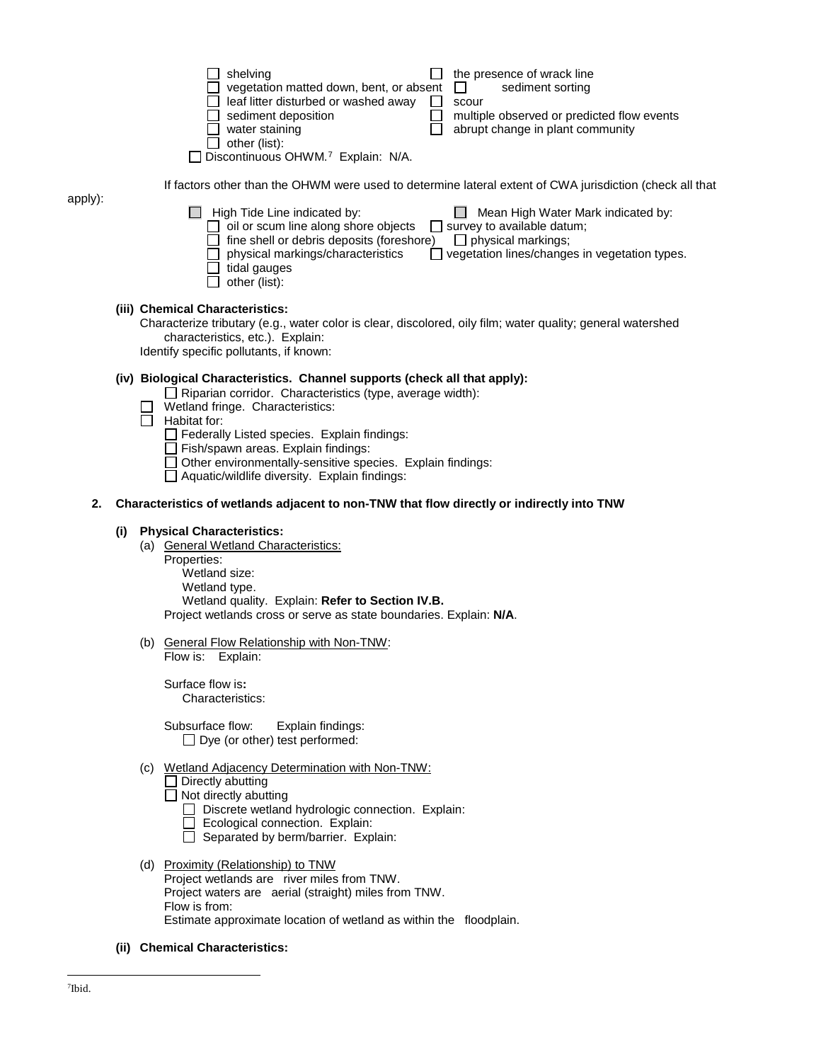- ☐ shelving
- ☐ vegetation matted down, bent, or absent
- ☐ leaf litter disturbed or washed away
- ☐ sediment deposition
- ☐ water staining
- ☐ other (list):
- ☐ the presence of wrack line
- ☐ sediment sorting
- ☐ scour
- ☐ multiple observed or predicted flow events
- ☐ abrupt change in plant community

☐ Discontinuous OHWM.[7] Explain: N/A.

If factors other than the OHWM were used to determine lateral extent of CWA jurisdiction (check all that apply):

☐ High Tide Line indicated by:
- ☐ oil or scum line along shore objects
- ☐ fine shell or debris deposits (foreshore)
- ☐ physical markings/characteristics
- ☐ tidal gauges
- ☐ other (list):

☐ Mean High Water Mark indicated by:
- ☐ survey to available datum;
- ☐ physical markings;
- ☐ vegetation lines/changes in vegetation types.

**(iii) Chemical Characteristics:**

Characterize tributary (e.g., water color is clear, discolored, oily film; water quality; general watershed characteristics, etc.). Explain:

Identify specific pollutants, if known:

**(iv) Biological Characteristics. Channel supports (check all that apply):**

- ☐ Riparian corridor. Characteristics (type, average width):
- ☐ Wetland fringe. Characteristics:
- ☐ Habitat for:
  - ☐ Federally Listed species. Explain findings:
  - ☐ Fish/spawn areas. Explain findings:
  - ☐ Other environmentally-sensitive species. Explain findings:
  - ☐ Aquatic/wildlife diversity. Explain findings:

**2. Characteristics of wetlands adjacent to non-TNW that flow directly or indirectly into TNW**

**(i) Physical Characteristics:**

(a) General Wetland Characteristics:

Properties:

Wetland size:

Wetland type.

Wetland quality. Explain: **Refer to Section IV.B.**

Project wetlands cross or serve as state boundaries. Explain: **N/A**.

(b) General Flow Relationship with Non-TNW:

Flow is: Explain:

Surface flow is**:**

Characteristics:

Subsurface flow: Explain findings:

☐ Dye (or other) test performed:

(c) Wetland Adjacency Determination with Non-TNW:

- ☐ Directly abutting
- ☐ Not directly abutting
  - ☐ Discrete wetland hydrologic connection. Explain:
  - ☐ Ecological connection. Explain:
  - ☐ Separated by berm/barrier. Explain:

(d) Proximity (Relationship) to TNW

Project wetlands are river miles from TNW.

Project waters are aerial (straight) miles from TNW.

Flow is from:

Estimate approximate location of wetland as within the floodplain.

**(ii) Chemical Characteristics:**

[7] Ibid.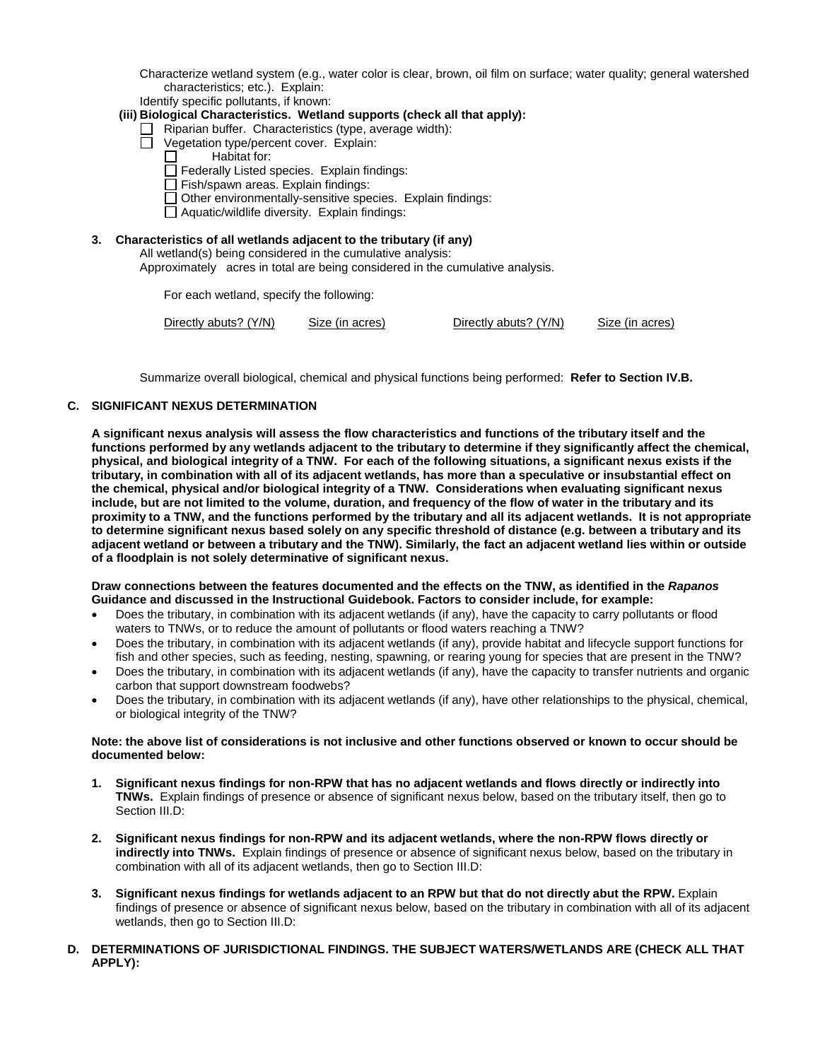Characterize wetland system (e.g., water color is clear, brown, oil film on surface; water quality; general watershed characteristics; etc.). Explain:

Identify specific pollutants, if known:

**(iii) Biological Characteristics. Wetland supports (check all that apply):**

- ☐ Riparian buffer. Characteristics (type, average width):
- ☐ Vegetation type/percent cover. Explain:
  - ☐ Habitat for:
  - ☐ Federally Listed species. Explain findings:
  - ☐ Fish/spawn areas. Explain findings:
  - ☐ Other environmentally-sensitive species. Explain findings:
  - ☐ Aquatic/wildlife diversity. Explain findings:

**3. Characteristics of all wetlands adjacent to the tributary (if any)**

All wetland(s) being considered in the cumulative analysis:

Approximately acres in total are being considered in the cumulative analysis.

For each wetland, specify the following:

| Directly abuts? (Y/N) | Size (in acres) | Directly abuts? (Y/N) | Size (in acres) |
| --- | --- | --- | --- |

Summarize overall biological, chemical and physical functions being performed: **Refer to Section IV.B.**

## C. SIGNIFICANT NEXUS DETERMINATION

**A significant nexus analysis will assess the flow characteristics and functions of the tributary itself and the functions performed by any wetlands adjacent to the tributary to determine if they significantly affect the chemical, physical, and biological integrity of a TNW. For each of the following situations, a significant nexus exists if the tributary, in combination with all of its adjacent wetlands, has more than a speculative or insubstantial effect on the chemical, physical and/or biological integrity of a TNW. Considerations when evaluating significant nexus include, but are not limited to the volume, duration, and frequency of the flow of water in the tributary and its proximity to a TNW, and the functions performed by the tributary and all its adjacent wetlands. It is not appropriate to determine significant nexus based solely on any specific threshold of distance (e.g. between a tributary and its adjacent wetland or between a tributary and the TNW). Similarly, the fact an adjacent wetland lies within or outside of a floodplain is not solely determinative of significant nexus.**

**Draw connections between the features documented and the effects on the TNW, as identified in the *Rapanos* Guidance and discussed in the Instructional Guidebook. Factors to consider include, for example:**

- Does the tributary, in combination with its adjacent wetlands (if any), have the capacity to carry pollutants or flood waters to TNWs, or to reduce the amount of pollutants or flood waters reaching a TNW?
- Does the tributary, in combination with its adjacent wetlands (if any), provide habitat and lifecycle support functions for fish and other species, such as feeding, nesting, spawning, or rearing young for species that are present in the TNW?
- Does the tributary, in combination with its adjacent wetlands (if any), have the capacity to transfer nutrients and organic carbon that support downstream foodwebs?
- Does the tributary, in combination with its adjacent wetlands (if any), have other relationships to the physical, chemical, or biological integrity of the TNW?

**Note: the above list of considerations is not inclusive and other functions observed or known to occur should be documented below:**

1. **Significant nexus findings for non-RPW that has no adjacent wetlands and flows directly or indirectly into TNWs.** Explain findings of presence or absence of significant nexus below, based on the tributary itself, then go to Section III.D:

2. **Significant nexus findings for non-RPW and its adjacent wetlands, where the non-RPW flows directly or indirectly into TNWs.** Explain findings of presence or absence of significant nexus below, based on the tributary in combination with all of its adjacent wetlands, then go to Section III.D:

3. **Significant nexus findings for wetlands adjacent to an RPW but that do not directly abut the RPW.** Explain findings of presence or absence of significant nexus below, based on the tributary in combination with all of its adjacent wetlands, then go to Section III.D:

## D. DETERMINATIONS OF JURISDICTIONAL FINDINGS. THE SUBJECT WATERS/WETLANDS ARE (CHECK ALL THAT APPLY):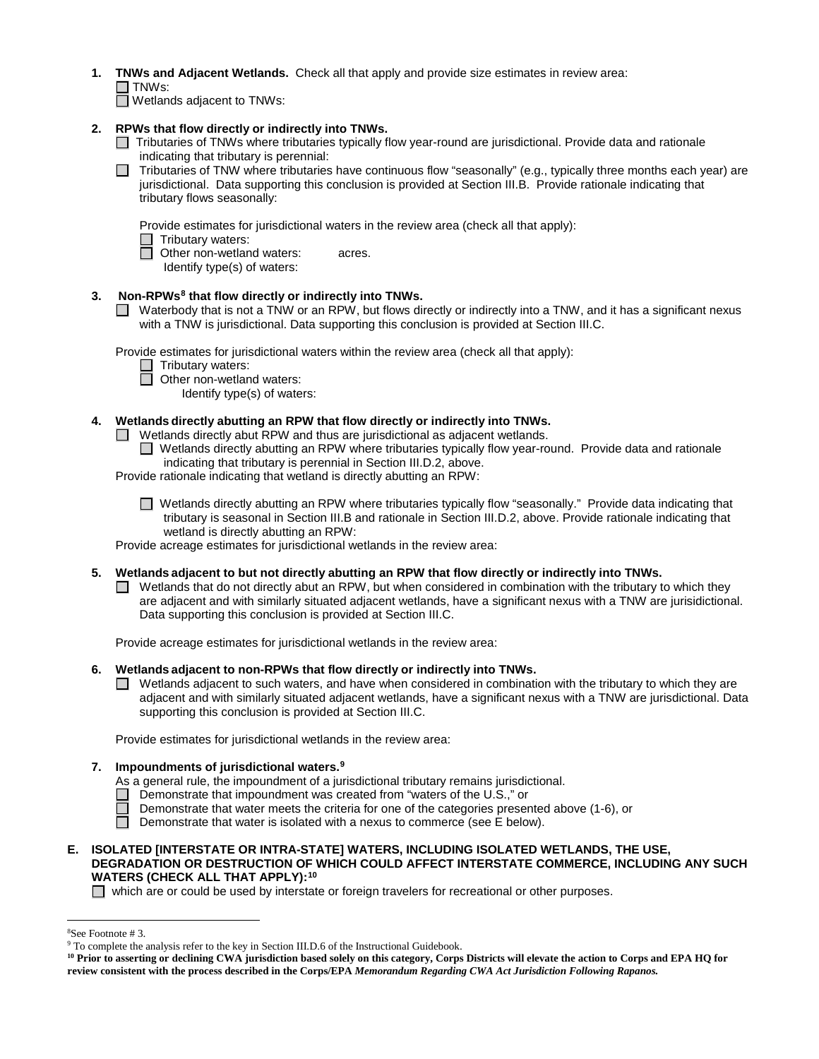1. **TNWs and Adjacent Wetlands.** Check all that apply and provide size estimates in review area:
   ☐ TNWs:
   ☐ Wetlands adjacent to TNWs:

2. **RPWs that flow directly or indirectly into TNWs.**
   ☐ Tributaries of TNWs where tributaries typically flow year-round are jurisdictional. Provide data and rationale indicating that tributary is perennial:
   ☐ Tributaries of TNW where tributaries have continuous flow "seasonally" (e.g., typically three months each year) are jurisdictional. Data supporting this conclusion is provided at Section III.B. Provide rationale indicating that tributary flows seasonally:

   Provide estimates for jurisdictional waters in the review area (check all that apply):
   ☐ Tributary waters:
   ☐ Other non-wetland waters: acres.
   Identify type(s) of waters:

3. **Non-RPWs[8] that flow directly or indirectly into TNWs.**
   ☐ Waterbody that is not a TNW or an RPW, but flows directly or indirectly into a TNW, and it has a significant nexus with a TNW is jurisdictional. Data supporting this conclusion is provided at Section III.C.

   Provide estimates for jurisdictional waters within the review area (check all that apply):
   ☐ Tributary waters:
   ☐ Other non-wetland waters:
   Identify type(s) of waters:

4. **Wetlands directly abutting an RPW that flow directly or indirectly into TNWs.**
   ☐ Wetlands directly abut RPW and thus are jurisdictional as adjacent wetlands.
   ☐ Wetlands directly abutting an RPW where tributaries typically flow year-round. Provide data and rationale indicating that tributary is perennial in Section III.D.2, above.
   Provide rationale indicating that wetland is directly abutting an RPW:

   ☐ Wetlands directly abutting an RPW where tributaries typically flow "seasonally." Provide data indicating that tributary is seasonal in Section III.B and rationale in Section III.D.2, above. Provide rationale indicating that wetland is directly abutting an RPW:
   Provide acreage estimates for jurisdictional wetlands in the review area:

5. **Wetlands adjacent to but not directly abutting an RPW that flow directly or indirectly into TNWs.**
   ☐ Wetlands that do not directly abut an RPW, but when considered in combination with the tributary to which they are adjacent and with similarly situated adjacent wetlands, have a significant nexus with a TNW are jurisidictional. Data supporting this conclusion is provided at Section III.C.

   Provide acreage estimates for jurisdictional wetlands in the review area:

6. **Wetlands adjacent to non-RPWs that flow directly or indirectly into TNWs.**
   ☐ Wetlands adjacent to such waters, and have when considered in combination with the tributary to which they are adjacent and with similarly situated adjacent wetlands, have a significant nexus with a TNW are jurisdictional. Data supporting this conclusion is provided at Section III.C.

   Provide estimates for jurisdictional wetlands in the review area:

7. **Impoundments of jurisdictional waters.[9]**
   As a general rule, the impoundment of a jurisdictional tributary remains jurisdictional.
   ☐ Demonstrate that impoundment was created from "waters of the U.S.," or
   ☐ Demonstrate that water meets the criteria for one of the categories presented above (1-6), or
   ☐ Demonstrate that water is isolated with a nexus to commerce (see E below).

**E. ISOLATED [INTERSTATE OR INTRA-STATE] WATERS, INCLUDING ISOLATED WETLANDS, THE USE, DEGRADATION OR DESTRUCTION OF WHICH COULD AFFECT INTERSTATE COMMERCE, INCLUDING ANY SUCH WATERS (CHECK ALL THAT APPLY):[10]**

☐ which are or could be used by interstate or foreign travelers for recreational or other purposes.

---

[8] See Footnote # 3.

[9] To complete the analysis refer to the key in Section III.D.6 of the Instructional Guidebook.

**[10] Prior to asserting or declining CWA jurisdiction based solely on this category, Corps Districts will elevate the action to Corps and EPA HQ for review consistent with the process described in the Corps/EPA *Memorandum Regarding CWA Act Jurisdiction Following Rapanos.***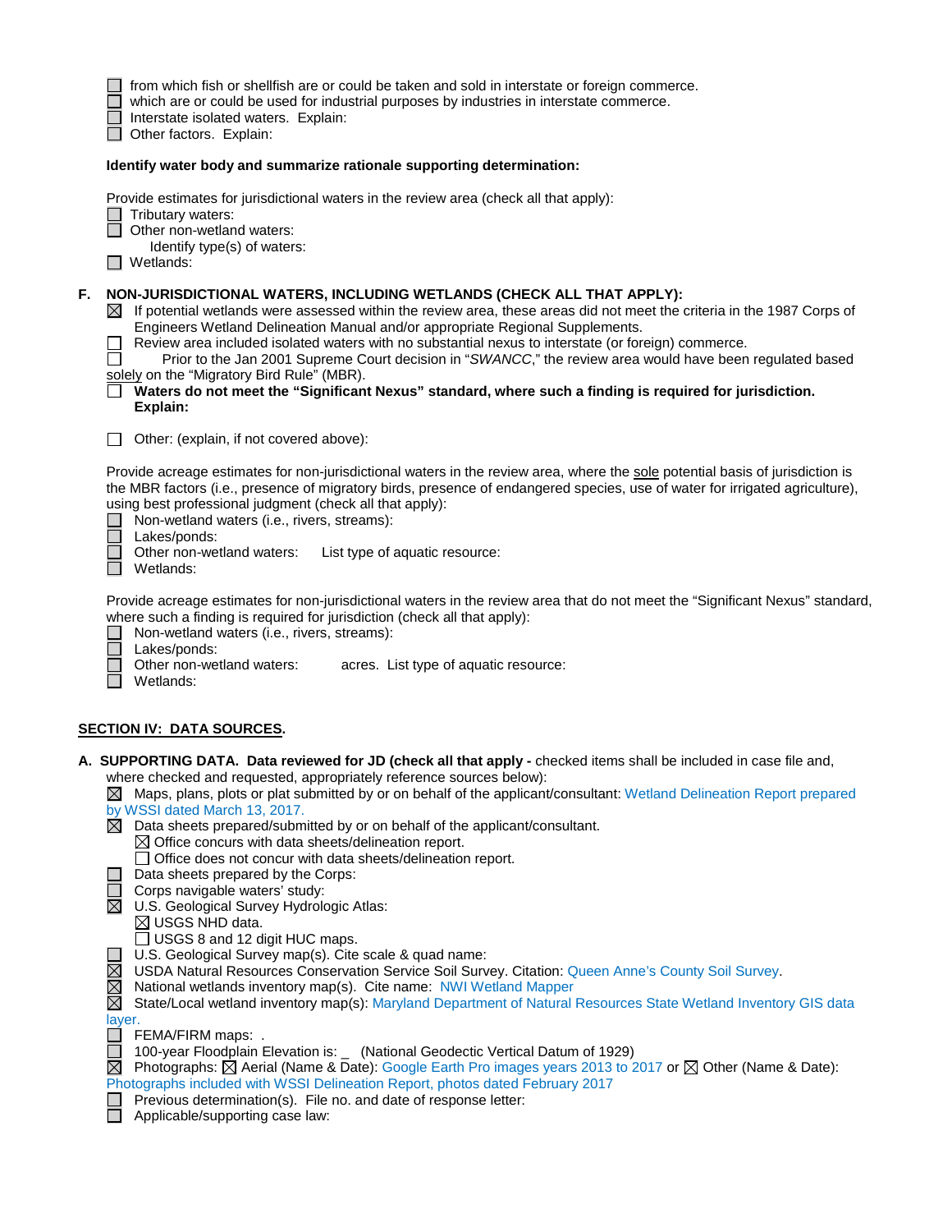- ☐ from which fish or shellfish are or could be taken and sold in interstate or foreign commerce.
- ☐ which are or could be used for industrial purposes by industries in interstate commerce.
- ☐ Interstate isolated waters. Explain:
- ☐ Other factors. Explain:

**Identify water body and summarize rationale supporting determination:**

Provide estimates for jurisdictional waters in the review area (check all that apply):

- ☐ Tributary waters:
- ☐ Other non-wetland waters:
  - Identify type(s) of waters:
- ☐ Wetlands:

**F. NON-JURISDICTIONAL WATERS, INCLUDING WETLANDS (CHECK ALL THAT APPLY):**

- ☒ If potential wetlands were assessed within the review area, these areas did not meet the criteria in the 1987 Corps of Engineers Wetland Delineation Manual and/or appropriate Regional Supplements.
- ☐ Review area included isolated waters with no substantial nexus to interstate (or foreign) commerce.
- ☐ Prior to the Jan 2001 Supreme Court decision in "*SWANCC*," the review area would have been regulated based solely on the "Migratory Bird Rule" (MBR).
- ☐ **Waters do not meet the "Significant Nexus" standard, where such a finding is required for jurisdiction. Explain:**
- ☐ Other: (explain, if not covered above):

Provide acreage estimates for non-jurisdictional waters in the review area, where the sole potential basis of jurisdiction is the MBR factors (i.e., presence of migratory birds, presence of endangered species, use of water for irrigated agriculture), using best professional judgment (check all that apply):

- ☐ Non-wetland waters (i.e., rivers, streams):
- ☐ Lakes/ponds:
- ☐ Other non-wetland waters: List type of aquatic resource:
- ☐ Wetlands:

Provide acreage estimates for non-jurisdictional waters in the review area that do not meet the "Significant Nexus" standard, where such a finding is required for jurisdiction (check all that apply):

- ☐ Non-wetland waters (i.e., rivers, streams):
- ☐ Lakes/ponds:
- ☐ Other non-wetland waters: acres. List type of aquatic resource:
- ☐ Wetlands:

## SECTION IV: DATA SOURCES.

**A. SUPPORTING DATA. Data reviewed for JD (check all that apply -** checked items shall be included in case file and, where checked and requested, appropriately reference sources below):

- ☒ Maps, plans, plots or plat submitted by or on behalf of the applicant/consultant: Wetland Delineation Report prepared by WSSI dated March 13, 2017.
- ☒ Data sheets prepared/submitted by or on behalf of the applicant/consultant.
  - ☒ Office concurs with data sheets/delineation report.
  - ☐ Office does not concur with data sheets/delineation report.
- ☐ Data sheets prepared by the Corps:
- ☐ Corps navigable waters' study:
- ☒ U.S. Geological Survey Hydrologic Atlas:
  - ☒ USGS NHD data.
  - ☐ USGS 8 and 12 digit HUC maps.
- ☐ U.S. Geological Survey map(s). Cite scale & quad name:
- ☒ USDA Natural Resources Conservation Service Soil Survey. Citation: Queen Anne's County Soil Survey.
- ☒ National wetlands inventory map(s). Cite name: NWI Wetland Mapper
- ☒ State/Local wetland inventory map(s): Maryland Department of Natural Resources State Wetland Inventory GIS data layer.
- ☐ FEMA/FIRM maps: .
- ☐ 100-year Floodplain Elevation is: _ (National Geodectic Vertical Datum of 1929)
- ☒ Photographs: ☒ Aerial (Name & Date): Google Earth Pro images years 2013 to 2017 or ☒ Other (Name & Date): Photographs included with WSSI Delineation Report, photos dated February 2017
- ☐ Previous determination(s). File no. and date of response letter:
- ☐ Applicable/supporting case law: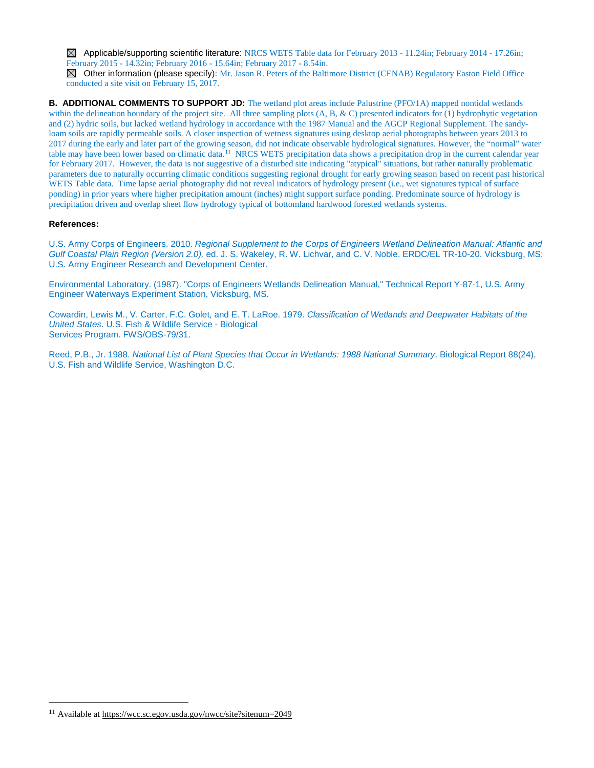☒ Applicable/supporting scientific literature: NRCS WETS Table data for February 2013 - 11.24in; February 2014 - 17.26in; February 2015 - 14.32in; February 2016 - 15.64in; February 2017 - 8.54in.

☒ Other information (please specify): Mr. Jason R. Peters of the Baltimore District (CENAB) Regulatory Easton Field Office conducted a site visit on February 15, 2017.

**B. ADDITIONAL COMMENTS TO SUPPORT JD:** The wetland plot areas include Palustrine (PFO/1A) mapped nontidal wetlands within the delineation boundary of the project site. All three sampling plots (A, B, & C) presented indicators for (1) hydrophytic vegetation and (2) hydric soils, but lacked wetland hydrology in accordance with the 1987 Manual and the AGCP Regional Supplement. The sandy-loam soils are rapidly permeable soils. A closer inspection of wetness signatures using desktop aerial photographs between years 2013 to 2017 during the early and later part of the growing season, did not indicate observable hydrological signatures. However, the "normal" water table may have been lower based on climatic data.[11] NRCS WETS precipitation data shows a precipitation drop in the current calendar year for February 2017. However, the data is not suggestive of a disturbed site indicating "atypical" situations, but rather naturally problematic parameters due to naturally occurring climatic conditions suggesting regional drought for early growing season based on recent past historical WETS Table data. Time lapse aerial photography did not reveal indicators of hydrology present (i.e., wet signatures typical of surface ponding) in prior years where higher precipitation amount (inches) might support surface ponding. Predominate source of hydrology is precipitation driven and overlap sheet flow hydrology typical of bottomland hardwood forested wetlands systems.

**References:**

U.S. Army Corps of Engineers. 2010. *Regional Supplement to the Corps of Engineers Wetland Delineation Manual: Atlantic and Gulf Coastal Plain Region (Version 2.0),* ed. J. S. Wakeley, R. W. Lichvar, and C. V. Noble. ERDC/EL TR-10-20. Vicksburg, MS: U.S. Army Engineer Research and Development Center.

Environmental Laboratory. (1987). "Corps of Engineers Wetlands Delineation Manual," Technical Report Y-87-1, U.S. Army Engineer Waterways Experiment Station, Vicksburg, MS.

Cowardin, Lewis M., V. Carter, F.C. Golet, and E. T. LaRoe. 1979. *Classification of Wetlands and Deepwater Habitats of the United States*. U.S. Fish & Wildlife Service - Biological Services Program. FWS/OBS-79/31.

Reed, P.B., Jr. 1988. *National List of Plant Species that Occur in Wetlands: 1988 National Summary*. Biological Report 88(24), U.S. Fish and Wildlife Service, Washington D.C.

---

[11] Available at https://wcc.sc.egov.usda.gov/nwcc/site?sitenum=2049